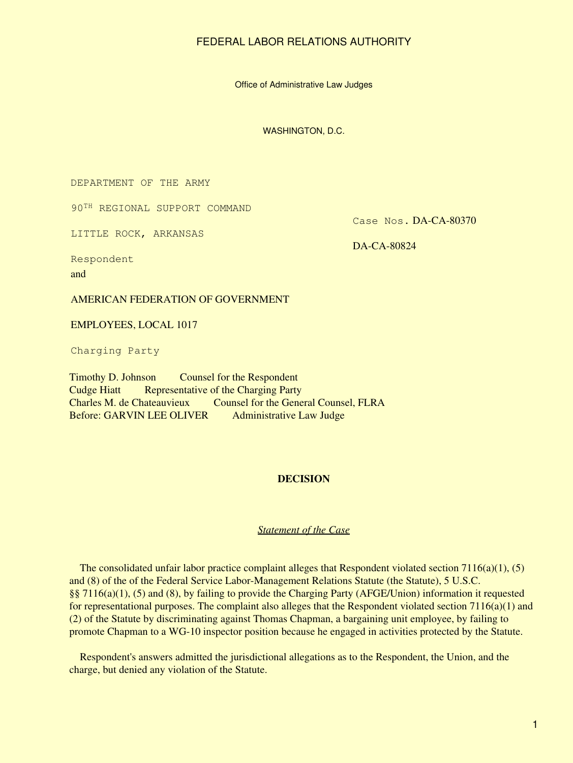FEDERAL LABOR RELATIONS AUTHORITY

Office of Administrative Law Judges

WASHINGTON, D.C.

DEPARTMENT OF THE ARMY

90TH REGIONAL SUPPORT COMMAND

LITTLE ROCK, ARKANSAS

Respondent

and

AMERICAN FEDERATION OF GOVERNMENT

EMPLOYEES, LOCAL 1017

Charging Party

Case Nos. DA-CA-80370

DA-CA-80824

Timothy D. Johnson Counsel for the Respondent
Cudge Hiatt Representative of the Charging Party
Charles M. de Chateauvieux Counsel for the General Counsel, FLRA
Before: GARVIN LEE OLIVER Administrative Law Judge

## DECISION

### *Statement of the Case*

The consolidated unfair labor practice complaint alleges that Respondent violated section 7116(a)(1), (5) and (8) of the of the Federal Service Labor-Management Relations Statute (the Statute), 5 U.S.C. §§ 7116(a)(1), (5) and (8), by failing to provide the Charging Party (AFGE/Union) information it requested for representational purposes. The complaint also alleges that the Respondent violated section 7116(a)(1) and (2) of the Statute by discriminating against Thomas Chapman, a bargaining unit employee, by failing to promote Chapman to a WG-10 inspector position because he engaged in activities protected by the Statute.

Respondent's answers admitted the jurisdictional allegations as to the Respondent, the Union, and the charge, but denied any violation of the Statute.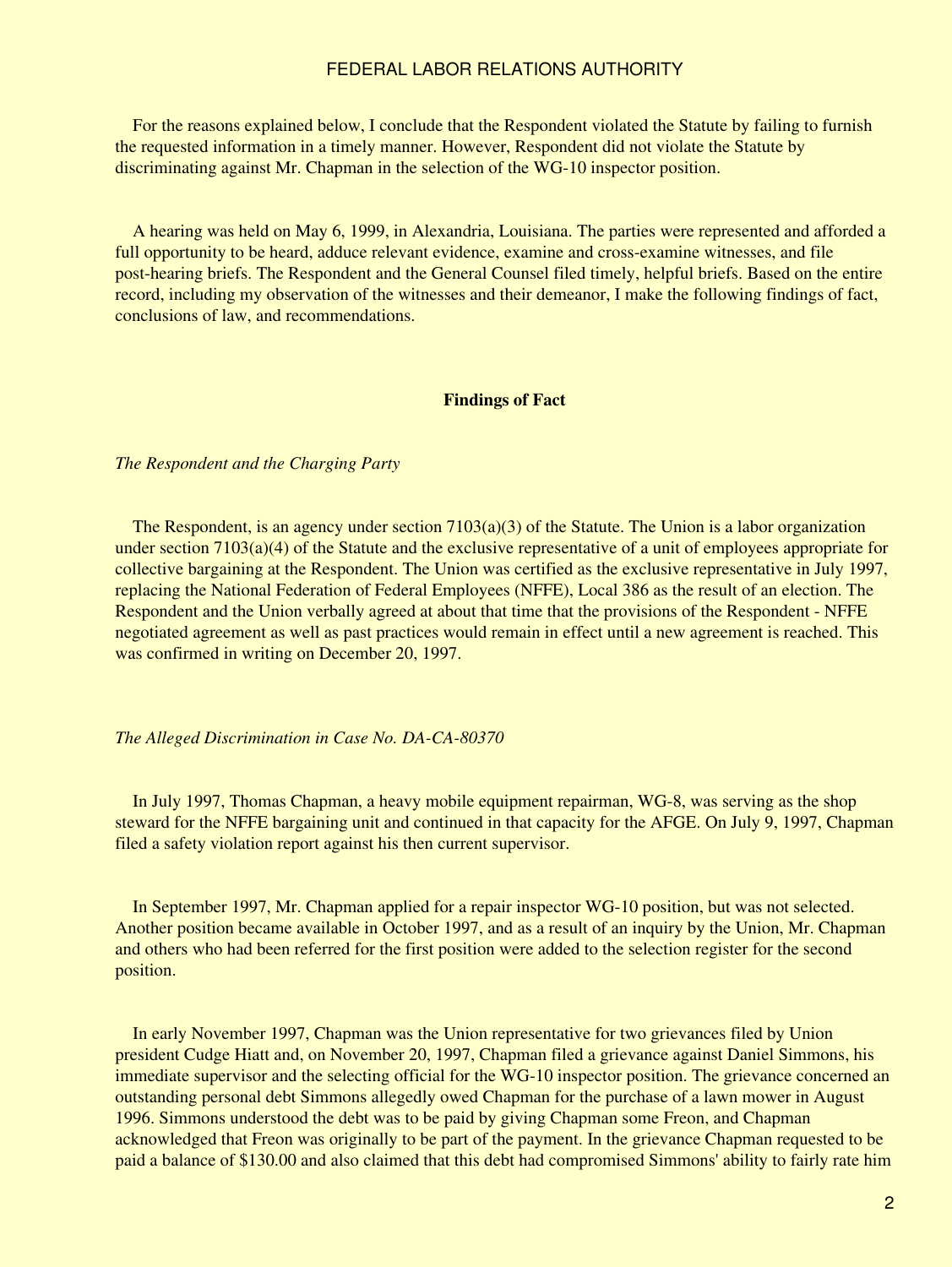For the reasons explained below, I conclude that the Respondent violated the Statute by failing to furnish the requested information in a timely manner. However, Respondent did not violate the Statute by discriminating against Mr. Chapman in the selection of the WG-10 inspector position.

A hearing was held on May 6, 1999, in Alexandria, Louisiana. The parties were represented and afforded a full opportunity to be heard, adduce relevant evidence, examine and cross-examine witnesses, and file post-hearing briefs. The Respondent and the General Counsel filed timely, helpful briefs. Based on the entire record, including my observation of the witnesses and their demeanor, I make the following findings of fact, conclusions of law, and recommendations.

## Findings of Fact

*The Respondent and the Charging Party*

The Respondent, is an agency under section 7103(a)(3) of the Statute. The Union is a labor organization under section 7103(a)(4) of the Statute and the exclusive representative of a unit of employees appropriate for collective bargaining at the Respondent. The Union was certified as the exclusive representative in July 1997, replacing the National Federation of Federal Employees (NFFE), Local 386 as the result of an election. The Respondent and the Union verbally agreed at about that time that the provisions of the Respondent - NFFE negotiated agreement as well as past practices would remain in effect until a new agreement is reached. This was confirmed in writing on December 20, 1997.

*The Alleged Discrimination in Case No. DA-CA-80370*

In July 1997, Thomas Chapman, a heavy mobile equipment repairman, WG-8, was serving as the shop steward for the NFFE bargaining unit and continued in that capacity for the AFGE. On July 9, 1997, Chapman filed a safety violation report against his then current supervisor.

In September 1997, Mr. Chapman applied for a repair inspector WG-10 position, but was not selected. Another position became available in October 1997, and as a result of an inquiry by the Union, Mr. Chapman and others who had been referred for the first position were added to the selection register for the second position.

In early November 1997, Chapman was the Union representative for two grievances filed by Union president Cudge Hiatt and, on November 20, 1997, Chapman filed a grievance against Daniel Simmons, his immediate supervisor and the selecting official for the WG-10 inspector position. The grievance concerned an outstanding personal debt Simmons allegedly owed Chapman for the purchase of a lawn mower in August 1996. Simmons understood the debt was to be paid by giving Chapman some Freon, and Chapman acknowledged that Freon was originally to be part of the payment. In the grievance Chapman requested to be paid a balance of $130.00 and also claimed that this debt had compromised Simmons' ability to fairly rate him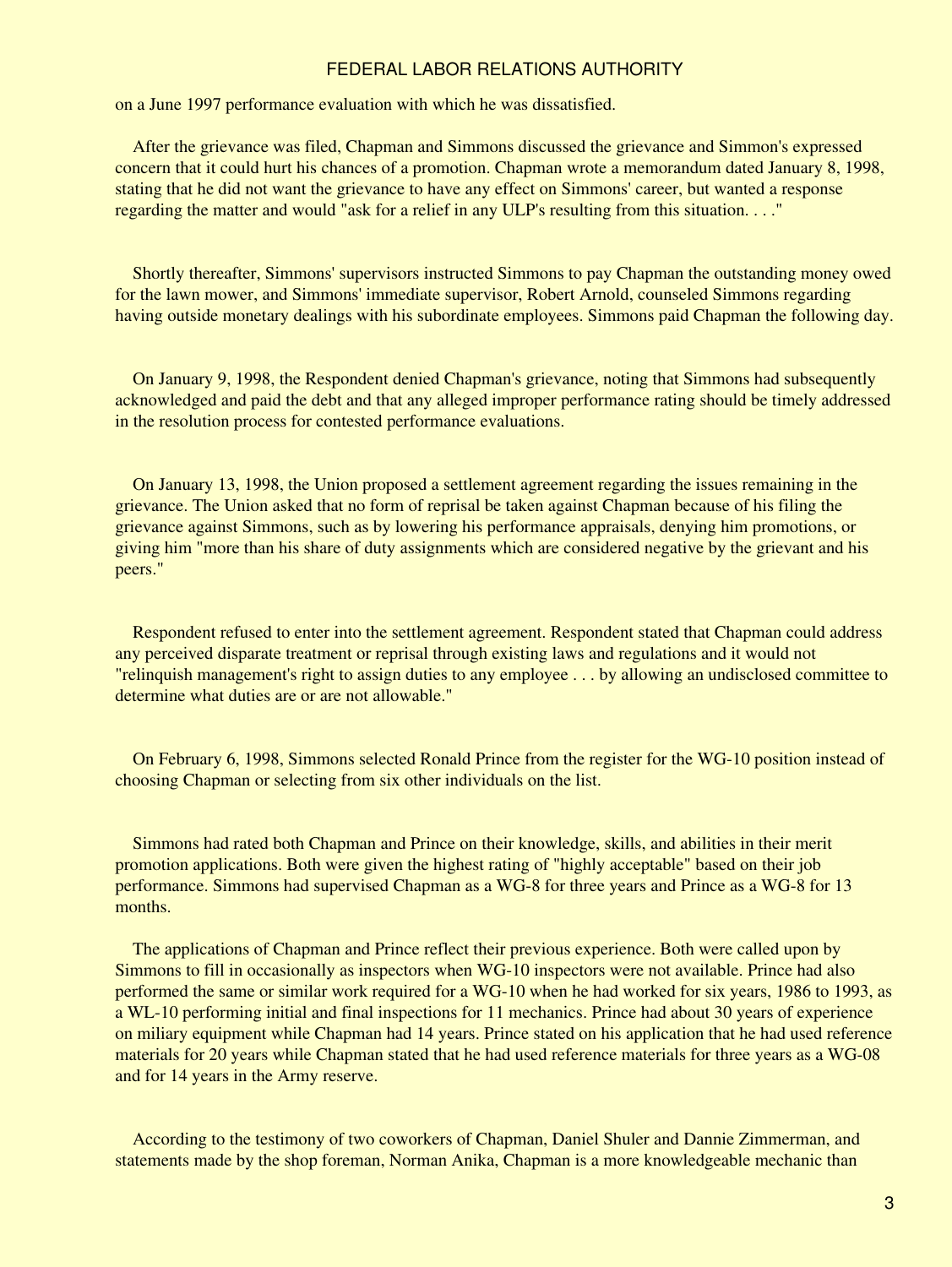on a June 1997 performance evaluation with which he was dissatisfied.

After the grievance was filed, Chapman and Simmons discussed the grievance and Simmon's expressed concern that it could hurt his chances of a promotion. Chapman wrote a memorandum dated January 8, 1998, stating that he did not want the grievance to have any effect on Simmons' career, but wanted a response regarding the matter and would "ask for a relief in any ULP's resulting from this situation. . . ."

Shortly thereafter, Simmons' supervisors instructed Simmons to pay Chapman the outstanding money owed for the lawn mower, and Simmons' immediate supervisor, Robert Arnold, counseled Simmons regarding having outside monetary dealings with his subordinate employees. Simmons paid Chapman the following day.

On January 9, 1998, the Respondent denied Chapman's grievance, noting that Simmons had subsequently acknowledged and paid the debt and that any alleged improper performance rating should be timely addressed in the resolution process for contested performance evaluations.

On January 13, 1998, the Union proposed a settlement agreement regarding the issues remaining in the grievance. The Union asked that no form of reprisal be taken against Chapman because of his filing the grievance against Simmons, such as by lowering his performance appraisals, denying him promotions, or giving him "more than his share of duty assignments which are considered negative by the grievant and his peers."

Respondent refused to enter into the settlement agreement. Respondent stated that Chapman could address any perceived disparate treatment or reprisal through existing laws and regulations and it would not "relinquish management's right to assign duties to any employee . . . by allowing an undisclosed committee to determine what duties are or are not allowable."

On February 6, 1998, Simmons selected Ronald Prince from the register for the WG-10 position instead of choosing Chapman or selecting from six other individuals on the list.

Simmons had rated both Chapman and Prince on their knowledge, skills, and abilities in their merit promotion applications. Both were given the highest rating of "highly acceptable" based on their job performance. Simmons had supervised Chapman as a WG-8 for three years and Prince as a WG-8 for 13 months.

The applications of Chapman and Prince reflect their previous experience. Both were called upon by Simmons to fill in occasionally as inspectors when WG-10 inspectors were not available. Prince had also performed the same or similar work required for a WG-10 when he had worked for six years, 1986 to 1993, as a WL-10 performing initial and final inspections for 11 mechanics. Prince had about 30 years of experience on miliary equipment while Chapman had 14 years. Prince stated on his application that he had used reference materials for 20 years while Chapman stated that he had used reference materials for three years as a WG-08 and for 14 years in the Army reserve.

According to the testimony of two coworkers of Chapman, Daniel Shuler and Dannie Zimmerman, and statements made by the shop foreman, Norman Anika, Chapman is a more knowledgeable mechanic than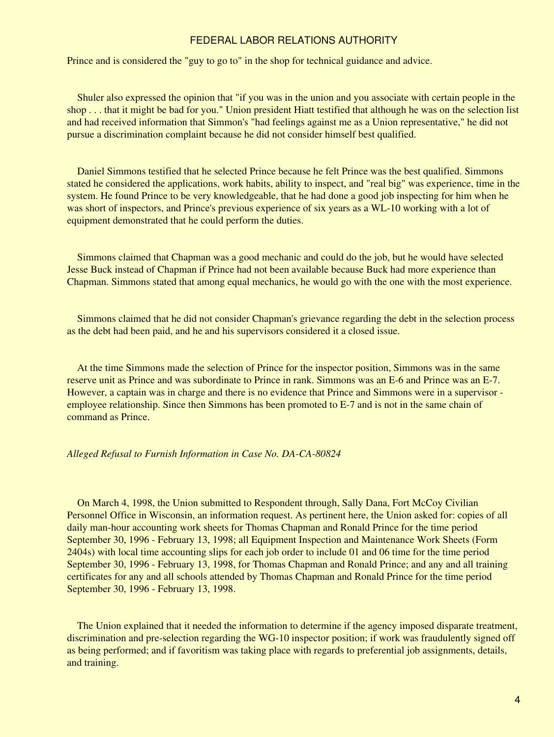Prince and is considered the "guy to go to" in the shop for technical guidance and advice.

Shuler also expressed the opinion that "if you was in the union and you associate with certain people in the shop . . . that it might be bad for you." Union president Hiatt testified that although he was on the selection list and had received information that Simmon's "had feelings against me as a Union representative," he did not pursue a discrimination complaint because he did not consider himself best qualified.

Daniel Simmons testified that he selected Prince because he felt Prince was the best qualified. Simmons stated he considered the applications, work habits, ability to inspect, and "real big" was experience, time in the system. He found Prince to be very knowledgeable, that he had done a good job inspecting for him when he was short of inspectors, and Prince's previous experience of six years as a WL-10 working with a lot of equipment demonstrated that he could perform the duties.

Simmons claimed that Chapman was a good mechanic and could do the job, but he would have selected Jesse Buck instead of Chapman if Prince had not been available because Buck had more experience than Chapman. Simmons stated that among equal mechanics, he would go with the one with the most experience.

Simmons claimed that he did not consider Chapman's grievance regarding the debt in the selection process as the debt had been paid, and he and his supervisors considered it a closed issue.

At the time Simmons made the selection of Prince for the inspector position, Simmons was in the same reserve unit as Prince and was subordinate to Prince in rank. Simmons was an E-6 and Prince was an E-7. However, a captain was in charge and there is no evidence that Prince and Simmons were in a supervisor - employee relationship. Since then Simmons has been promoted to E-7 and is not in the same chain of command as Prince.

*Alleged Refusal to Furnish Information in Case No. DA-CA-80824*

On March 4, 1998, the Union submitted to Respondent through, Sally Dana, Fort McCoy Civilian Personnel Office in Wisconsin, an information request. As pertinent here, the Union asked for: copies of all daily man-hour accounting work sheets for Thomas Chapman and Ronald Prince for the time period September 30, 1996 - February 13, 1998; all Equipment Inspection and Maintenance Work Sheets (Form 2404s) with local time accounting slips for each job order to include 01 and 06 time for the time period September 30, 1996 - February 13, 1998, for Thomas Chapman and Ronald Prince; and any and all training certificates for any and all schools attended by Thomas Chapman and Ronald Prince for the time period September 30, 1996 - February 13, 1998.

The Union explained that it needed the information to determine if the agency imposed disparate treatment, discrimination and pre-selection regarding the WG-10 inspector position; if work was fraudulently signed off as being performed; and if favoritism was taking place with regards to preferential job assignments, details, and training.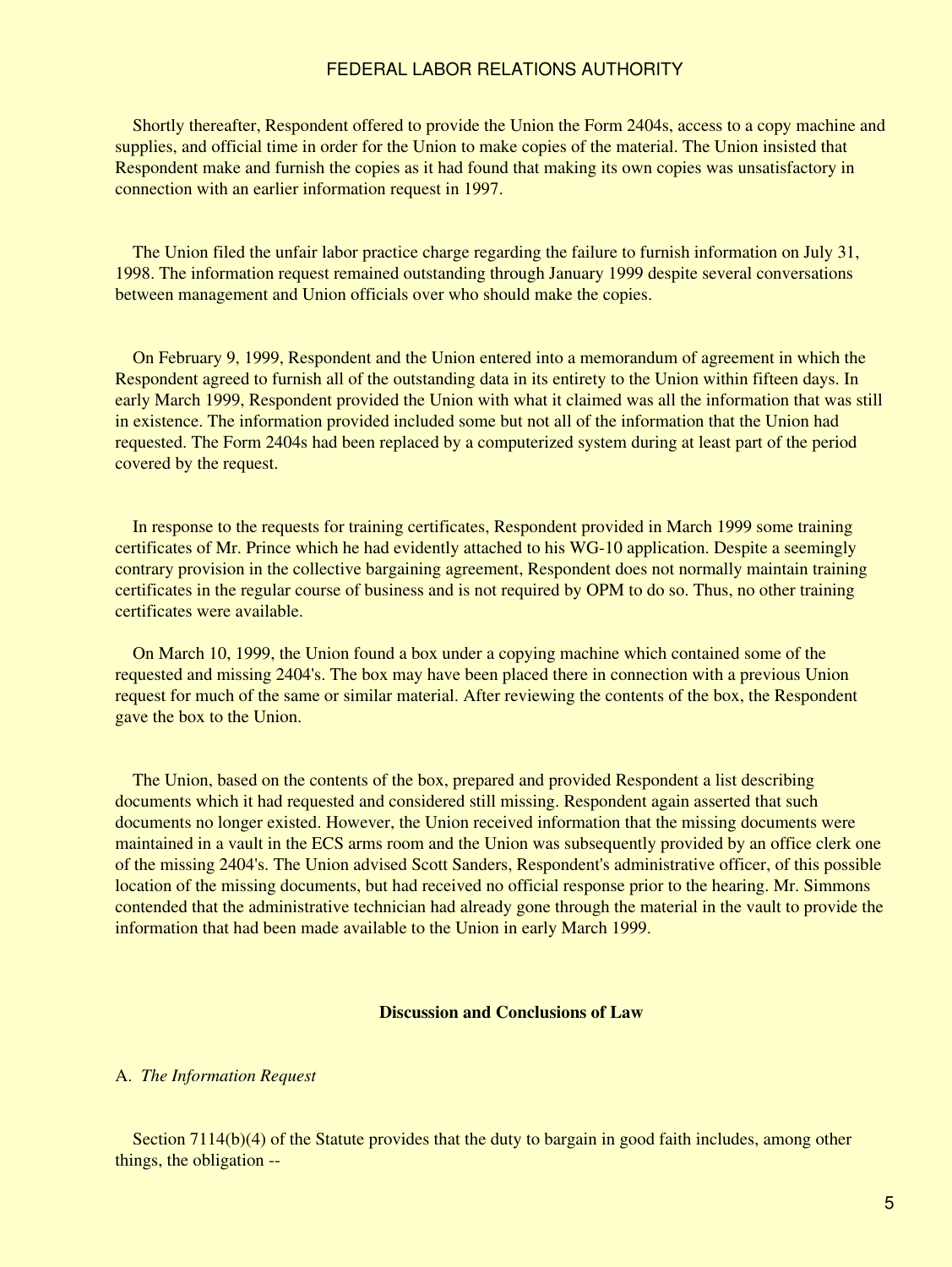Shortly thereafter, Respondent offered to provide the Union the Form 2404s, access to a copy machine and supplies, and official time in order for the Union to make copies of the material. The Union insisted that Respondent make and furnish the copies as it had found that making its own copies was unsatisfactory in connection with an earlier information request in 1997.

The Union filed the unfair labor practice charge regarding the failure to furnish information on July 31, 1998. The information request remained outstanding through January 1999 despite several conversations between management and Union officials over who should make the copies.

On February 9, 1999, Respondent and the Union entered into a memorandum of agreement in which the Respondent agreed to furnish all of the outstanding data in its entirety to the Union within fifteen days. In early March 1999, Respondent provided the Union with what it claimed was all the information that was still in existence. The information provided included some but not all of the information that the Union had requested. The Form 2404s had been replaced by a computerized system during at least part of the period covered by the request.

In response to the requests for training certificates, Respondent provided in March 1999 some training certificates of Mr. Prince which he had evidently attached to his WG-10 application. Despite a seemingly contrary provision in the collective bargaining agreement, Respondent does not normally maintain training certificates in the regular course of business and is not required by OPM to do so. Thus, no other training certificates were available.

On March 10, 1999, the Union found a box under a copying machine which contained some of the requested and missing 2404's. The box may have been placed there in connection with a previous Union request for much of the same or similar material. After reviewing the contents of the box, the Respondent gave the box to the Union.

The Union, based on the contents of the box, prepared and provided Respondent a list describing documents which it had requested and considered still missing. Respondent again asserted that such documents no longer existed. However, the Union received information that the missing documents were maintained in a vault in the ECS arms room and the Union was subsequently provided by an office clerk one of the missing 2404's. The Union advised Scott Sanders, Respondent's administrative officer, of this possible location of the missing documents, but had received no official response prior to the hearing. Mr. Simmons contended that the administrative technician had already gone through the material in the vault to provide the information that had been made available to the Union in early March 1999.

## Discussion and Conclusions of Law

A. *The Information Request*

Section 7114(b)(4) of the Statute provides that the duty to bargain in good faith includes, among other things, the obligation --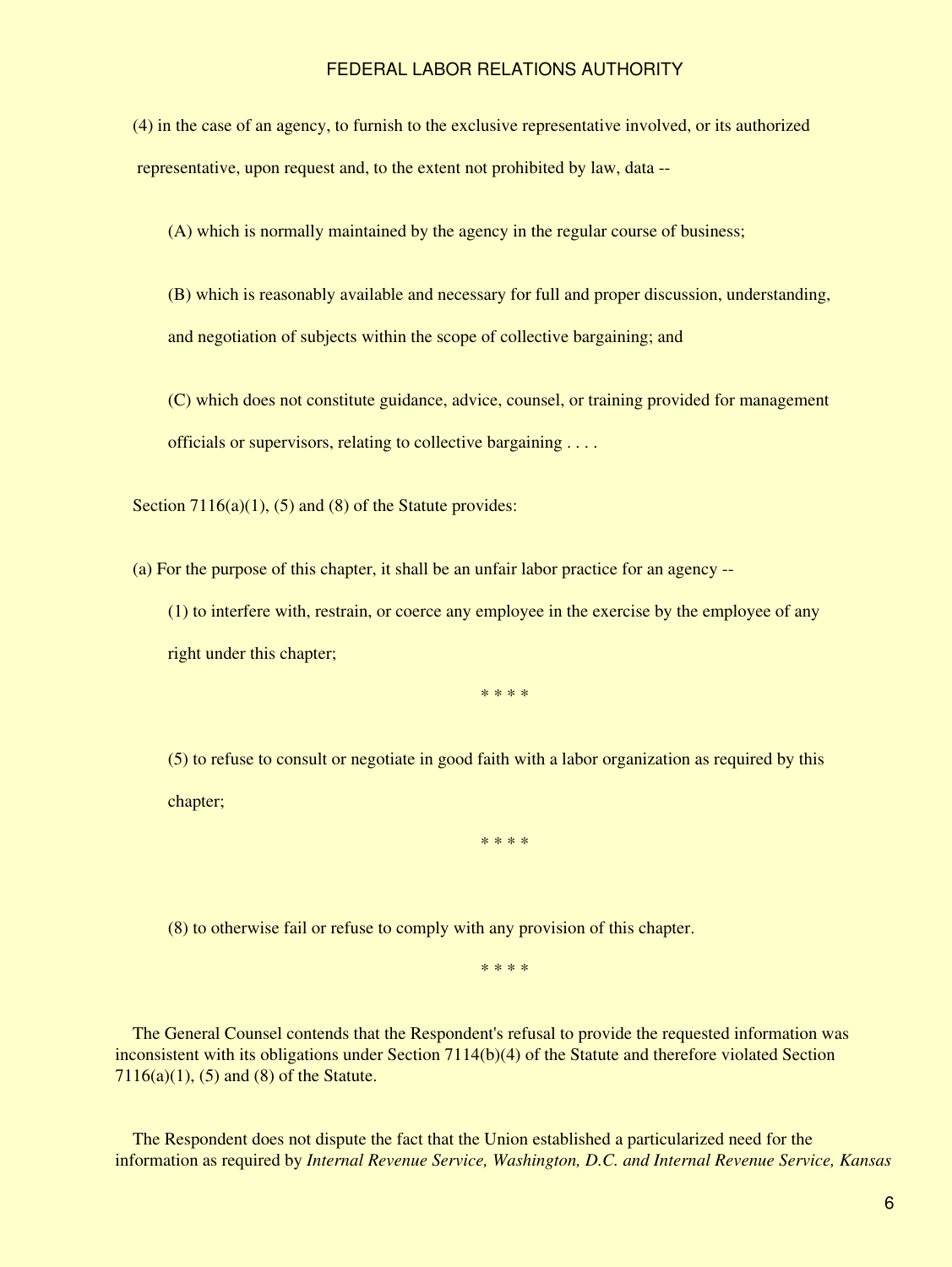(4) in the case of an agency, to furnish to the exclusive representative involved, or its authorized representative, upon request and, to the extent not prohibited by law, data --

(A) which is normally maintained by the agency in the regular course of business;

(B) which is reasonably available and necessary for full and proper discussion, understanding, and negotiation of subjects within the scope of collective bargaining; and

(C) which does not constitute guidance, advice, counsel, or training provided for management officials or supervisors, relating to collective bargaining . . . .

Section 7116(a)(1), (5) and (8) of the Statute provides:

(a) For the purpose of this chapter, it shall be an unfair labor practice for an agency --

(1) to interfere with, restrain, or coerce any employee in the exercise by the employee of any right under this chapter;

* * * *

(5) to refuse to consult or negotiate in good faith with a labor organization as required by this chapter;

* * * *

(8) to otherwise fail or refuse to comply with any provision of this chapter.

* * * *

The General Counsel contends that the Respondent's refusal to provide the requested information was inconsistent with its obligations under Section 7114(b)(4) of the Statute and therefore violated Section 7116(a)(1), (5) and (8) of the Statute.

The Respondent does not dispute the fact that the Union established a particularized need for the information as required by *Internal Revenue Service, Washington, D.C. and Internal Revenue Service, Kansas*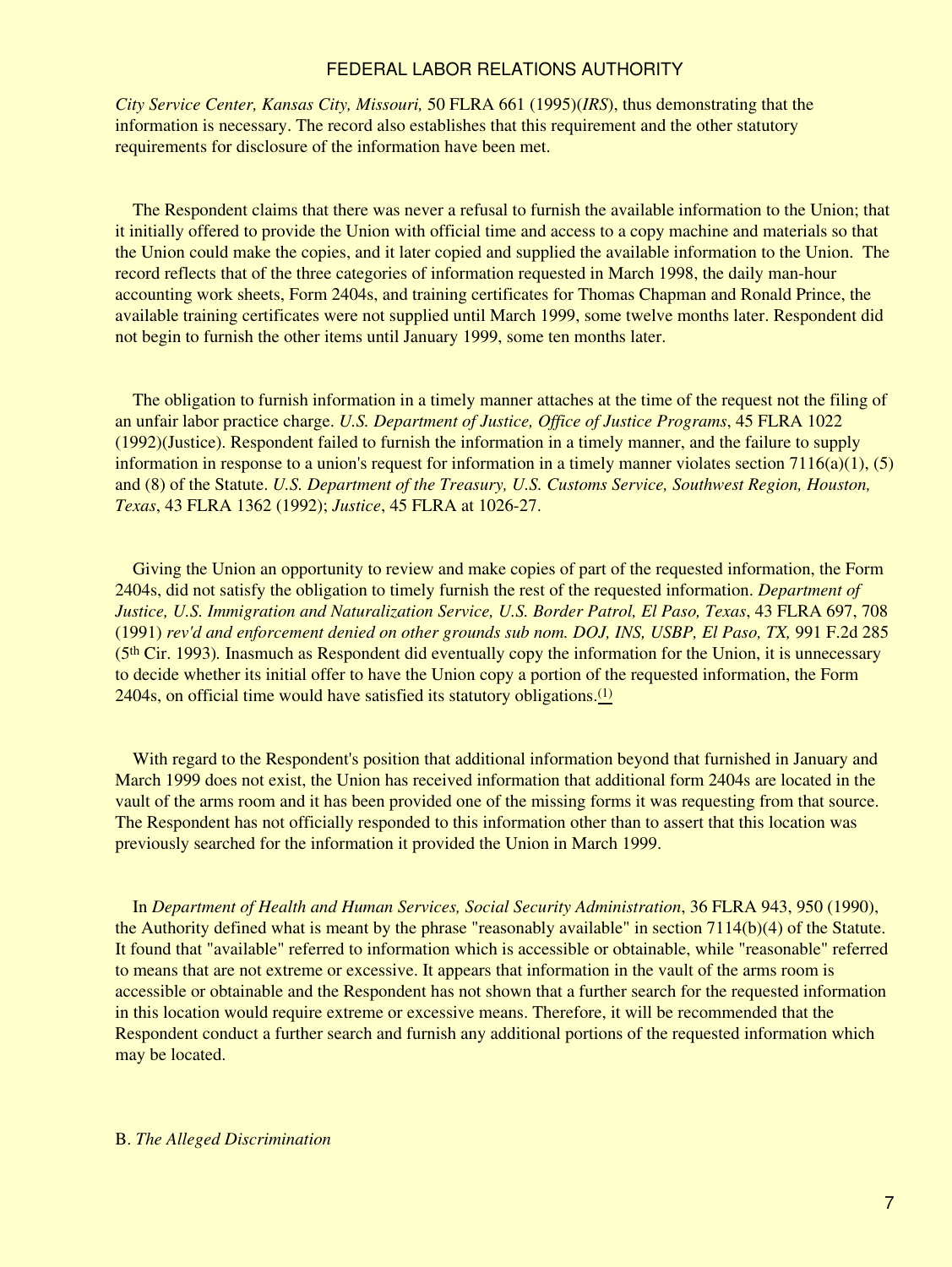*City Service Center, Kansas City, Missouri,* 50 FLRA 661 (1995)(*IRS*), thus demonstrating that the information is necessary. The record also establishes that this requirement and the other statutory requirements for disclosure of the information have been met.

The Respondent claims that there was never a refusal to furnish the available information to the Union; that it initially offered to provide the Union with official time and access to a copy machine and materials so that the Union could make the copies, and it later copied and supplied the available information to the Union. The record reflects that of the three categories of information requested in March 1998, the daily man-hour accounting work sheets, Form 2404s, and training certificates for Thomas Chapman and Ronald Prince, the available training certificates were not supplied until March 1999, some twelve months later. Respondent did not begin to furnish the other items until January 1999, some ten months later.

The obligation to furnish information in a timely manner attaches at the time of the request not the filing of an unfair labor practice charge. *U.S. Department of Justice, Office of Justice Programs*, 45 FLRA 1022 (1992)(Justice). Respondent failed to furnish the information in a timely manner, and the failure to supply information in response to a union's request for information in a timely manner violates section 7116(a)(1), (5) and (8) of the Statute. *U.S. Department of the Treasury, U.S. Customs Service, Southwest Region, Houston, Texas*, 43 FLRA 1362 (1992); *Justice*, 45 FLRA at 1026-27.

Giving the Union an opportunity to review and make copies of part of the requested information, the Form 2404s, did not satisfy the obligation to timely furnish the rest of the requested information. *Department of Justice, U.S. Immigration and Naturalization Service, U.S. Border Patrol, El Paso, Texas*, 43 FLRA 697, 708 (1991) *rev'd and enforcement denied on other grounds sub nom. DOJ, INS, USBP, El Paso, TX,* 991 F.2d 285 (5th Cir. 1993). Inasmuch as Respondent did eventually copy the information for the Union, it is unnecessary to decide whether its initial offer to have the Union copy a portion of the requested information, the Form 2404s, on official time would have satisfied its statutory obligations.[(1)]

With regard to the Respondent's position that additional information beyond that furnished in January and March 1999 does not exist, the Union has received information that additional form 2404s are located in the vault of the arms room and it has been provided one of the missing forms it was requesting from that source. The Respondent has not officially responded to this information other than to assert that this location was previously searched for the information it provided the Union in March 1999.

In *Department of Health and Human Services, Social Security Administration*, 36 FLRA 943, 950 (1990), the Authority defined what is meant by the phrase "reasonably available" in section 7114(b)(4) of the Statute. It found that "available" referred to information which is accessible or obtainable, while "reasonable" referred to means that are not extreme or excessive. It appears that information in the vault of the arms room is accessible or obtainable and the Respondent has not shown that a further search for the requested information in this location would require extreme or excessive means. Therefore, it will be recommended that the Respondent conduct a further search and furnish any additional portions of the requested information which may be located.

B. *The Alleged Discrimination*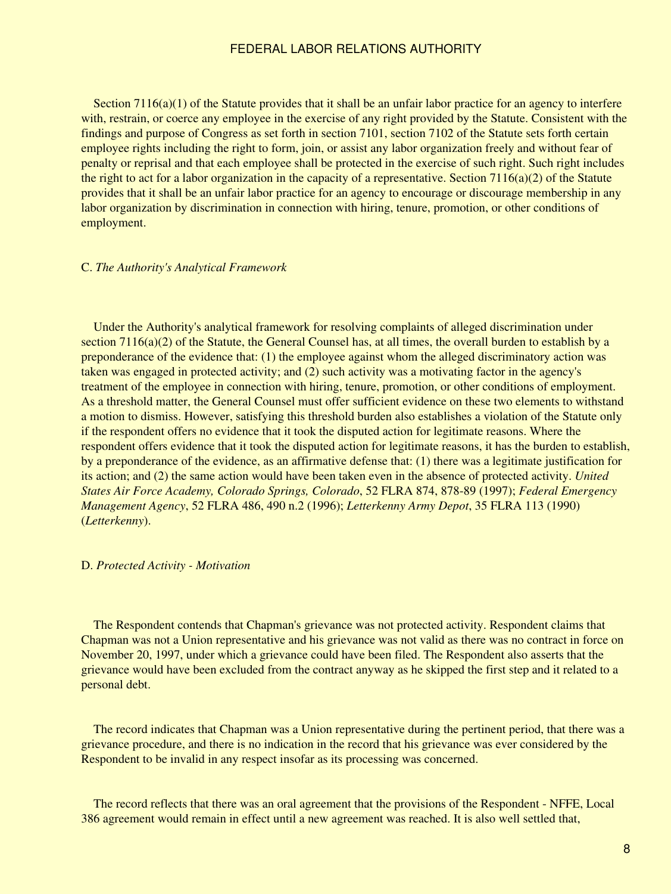Section 7116(a)(1) of the Statute provides that it shall be an unfair labor practice for an agency to interfere with, restrain, or coerce any employee in the exercise of any right provided by the Statute. Consistent with the findings and purpose of Congress as set forth in section 7101, section 7102 of the Statute sets forth certain employee rights including the right to form, join, or assist any labor organization freely and without fear of penalty or reprisal and that each employee shall be protected in the exercise of such right. Such right includes the right to act for a labor organization in the capacity of a representative. Section 7116(a)(2) of the Statute provides that it shall be an unfair labor practice for an agency to encourage or discourage membership in any labor organization by discrimination in connection with hiring, tenure, promotion, or other conditions of employment.

C. *The Authority's Analytical Framework*

Under the Authority's analytical framework for resolving complaints of alleged discrimination under section 7116(a)(2) of the Statute, the General Counsel has, at all times, the overall burden to establish by a preponderance of the evidence that: (1) the employee against whom the alleged discriminatory action was taken was engaged in protected activity; and (2) such activity was a motivating factor in the agency's treatment of the employee in connection with hiring, tenure, promotion, or other conditions of employment. As a threshold matter, the General Counsel must offer sufficient evidence on these two elements to withstand a motion to dismiss. However, satisfying this threshold burden also establishes a violation of the Statute only if the respondent offers no evidence that it took the disputed action for legitimate reasons. Where the respondent offers evidence that it took the disputed action for legitimate reasons, it has the burden to establish, by a preponderance of the evidence, as an affirmative defense that: (1) there was a legitimate justification for its action; and (2) the same action would have been taken even in the absence of protected activity. *United States Air Force Academy, Colorado Springs, Colorado*, 52 FLRA 874, 878-89 (1997); *Federal Emergency Management Agency*, 52 FLRA 486, 490 n.2 (1996); *Letterkenny Army Depot*, 35 FLRA 113 (1990) (*Letterkenny*).

D. *Protected Activity - Motivation*

The Respondent contends that Chapman's grievance was not protected activity. Respondent claims that Chapman was not a Union representative and his grievance was not valid as there was no contract in force on November 20, 1997, under which a grievance could have been filed. The Respondent also asserts that the grievance would have been excluded from the contract anyway as he skipped the first step and it related to a personal debt.

The record indicates that Chapman was a Union representative during the pertinent period, that there was a grievance procedure, and there is no indication in the record that his grievance was ever considered by the Respondent to be invalid in any respect insofar as its processing was concerned.

The record reflects that there was an oral agreement that the provisions of the Respondent - NFFE, Local 386 agreement would remain in effect until a new agreement was reached. It is also well settled that,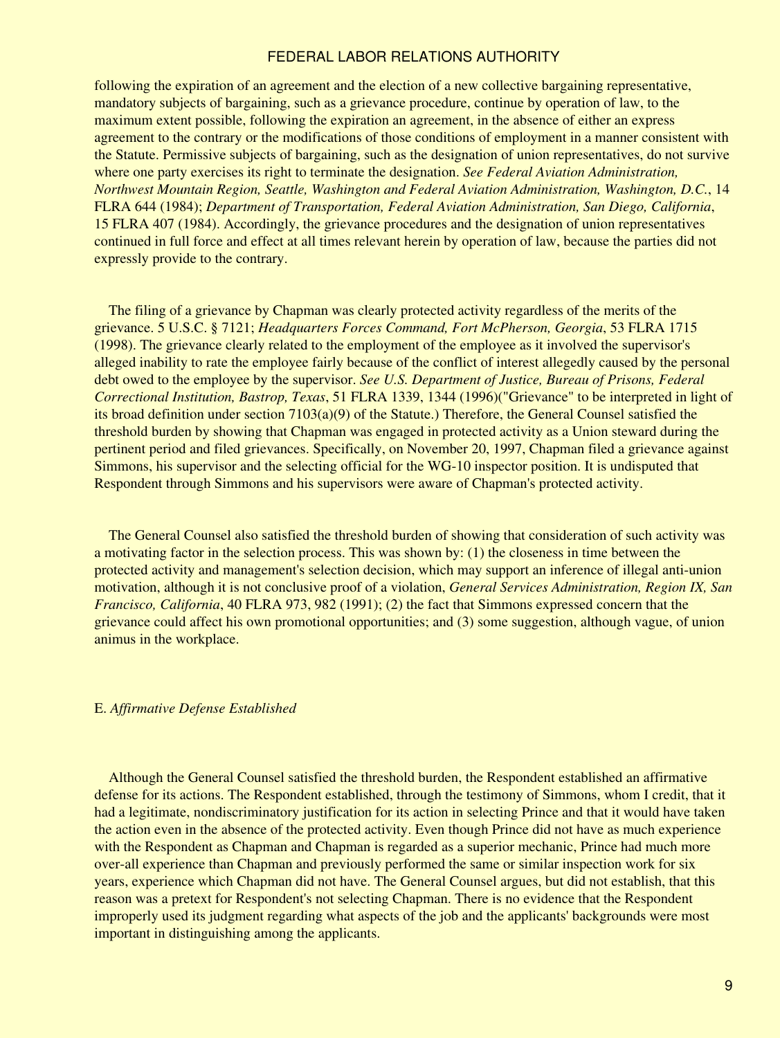following the expiration of an agreement and the election of a new collective bargaining representative, mandatory subjects of bargaining, such as a grievance procedure, continue by operation of law, to the maximum extent possible, following the expiration an agreement, in the absence of either an express agreement to the contrary or the modifications of those conditions of employment in a manner consistent with the Statute. Permissive subjects of bargaining, such as the designation of union representatives, do not survive where one party exercises its right to terminate the designation. *See Federal Aviation Administration, Northwest Mountain Region, Seattle, Washington and Federal Aviation Administration, Washington, D.C.*, 14 FLRA 644 (1984); *Department of Transportation, Federal Aviation Administration, San Diego, California*, 15 FLRA 407 (1984). Accordingly, the grievance procedures and the designation of union representatives continued in full force and effect at all times relevant herein by operation of law, because the parties did not expressly provide to the contrary.

The filing of a grievance by Chapman was clearly protected activity regardless of the merits of the grievance. 5 U.S.C. § 7121; *Headquarters Forces Command, Fort McPherson, Georgia*, 53 FLRA 1715 (1998). The grievance clearly related to the employment of the employee as it involved the supervisor's alleged inability to rate the employee fairly because of the conflict of interest allegedly caused by the personal debt owed to the employee by the supervisor. *See U.S. Department of Justice, Bureau of Prisons, Federal Correctional Institution, Bastrop, Texas*, 51 FLRA 1339, 1344 (1996)("Grievance" to be interpreted in light of its broad definition under section 7103(a)(9) of the Statute.) Therefore, the General Counsel satisfied the threshold burden by showing that Chapman was engaged in protected activity as a Union steward during the pertinent period and filed grievances. Specifically, on November 20, 1997, Chapman filed a grievance against Simmons, his supervisor and the selecting official for the WG-10 inspector position. It is undisputed that Respondent through Simmons and his supervisors were aware of Chapman's protected activity.

The General Counsel also satisfied the threshold burden of showing that consideration of such activity was a motivating factor in the selection process. This was shown by: (1) the closeness in time between the protected activity and management's selection decision, which may support an inference of illegal anti-union motivation, although it is not conclusive proof of a violation, *General Services Administration, Region IX, San Francisco, California*, 40 FLRA 973, 982 (1991); (2) the fact that Simmons expressed concern that the grievance could affect his own promotional opportunities; and (3) some suggestion, although vague, of union animus in the workplace.

E. *Affirmative Defense Established*

Although the General Counsel satisfied the threshold burden, the Respondent established an affirmative defense for its actions. The Respondent established, through the testimony of Simmons, whom I credit, that it had a legitimate, nondiscriminatory justification for its action in selecting Prince and that it would have taken the action even in the absence of the protected activity. Even though Prince did not have as much experience with the Respondent as Chapman and Chapman is regarded as a superior mechanic, Prince had much more over-all experience than Chapman and previously performed the same or similar inspection work for six years, experience which Chapman did not have. The General Counsel argues, but did not establish, that this reason was a pretext for Respondent's not selecting Chapman. There is no evidence that the Respondent improperly used its judgment regarding what aspects of the job and the applicants' backgrounds were most important in distinguishing among the applicants.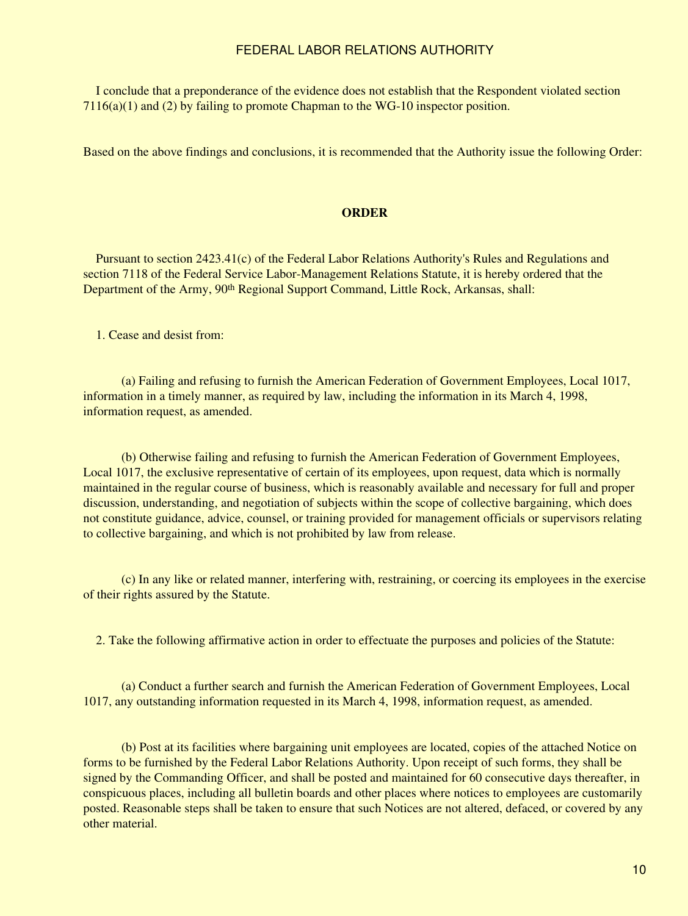I conclude that a preponderance of the evidence does not establish that the Respondent violated section 7116(a)(1) and (2) by failing to promote Chapman to the WG-10 inspector position.

Based on the above findings and conclusions, it is recommended that the Authority issue the following Order:

**ORDER**

Pursuant to section 2423.41(c) of the Federal Labor Relations Authority's Rules and Regulations and section 7118 of the Federal Service Labor-Management Relations Statute, it is hereby ordered that the Department of the Army, 90th Regional Support Command, Little Rock, Arkansas, shall:

1. Cease and desist from:

(a) Failing and refusing to furnish the American Federation of Government Employees, Local 1017, information in a timely manner, as required by law, including the information in its March 4, 1998, information request, as amended.

(b) Otherwise failing and refusing to furnish the American Federation of Government Employees, Local 1017, the exclusive representative of certain of its employees, upon request, data which is normally maintained in the regular course of business, which is reasonably available and necessary for full and proper discussion, understanding, and negotiation of subjects within the scope of collective bargaining, which does not constitute guidance, advice, counsel, or training provided for management officials or supervisors relating to collective bargaining, and which is not prohibited by law from release.

(c) In any like or related manner, interfering with, restraining, or coercing its employees in the exercise of their rights assured by the Statute.

2. Take the following affirmative action in order to effectuate the purposes and policies of the Statute:

(a) Conduct a further search and furnish the American Federation of Government Employees, Local 1017, any outstanding information requested in its March 4, 1998, information request, as amended.

(b) Post at its facilities where bargaining unit employees are located, copies of the attached Notice on forms to be furnished by the Federal Labor Relations Authority. Upon receipt of such forms, they shall be signed by the Commanding Officer, and shall be posted and maintained for 60 consecutive days thereafter, in conspicuous places, including all bulletin boards and other places where notices to employees are customarily posted. Reasonable steps shall be taken to ensure that such Notices are not altered, defaced, or covered by any other material.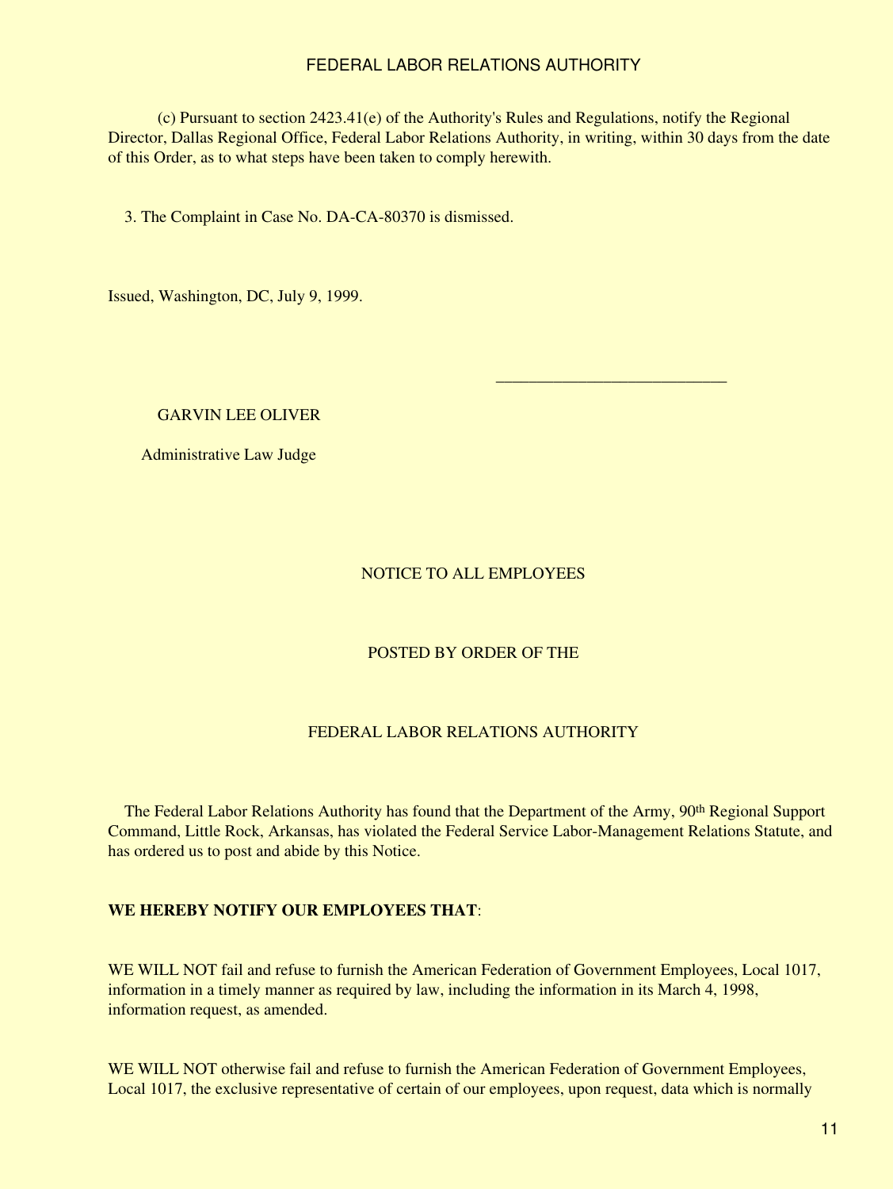(c) Pursuant to section 2423.41(e) of the Authority's Rules and Regulations, notify the Regional Director, Dallas Regional Office, Federal Labor Relations Authority, in writing, within 30 days from the date of this Order, as to what steps have been taken to comply herewith.

3. The Complaint in Case No. DA-CA-80370 is dismissed.

Issued, Washington, DC, July 9, 1999.

\_\_\_\_\_\_\_\_\_\_\_\_\_\_\_\_\_\_\_\_\_\_\_\_\_\_\_\_

GARVIN LEE OLIVER

Administrative Law Judge

NOTICE TO ALL EMPLOYEES

POSTED BY ORDER OF THE

FEDERAL LABOR RELATIONS AUTHORITY

The Federal Labor Relations Authority has found that the Department of the Army, 90th Regional Support Command, Little Rock, Arkansas, has violated the Federal Service Labor-Management Relations Statute, and has ordered us to post and abide by this Notice.

**WE HEREBY NOTIFY OUR EMPLOYEES THAT**:

WE WILL NOT fail and refuse to furnish the American Federation of Government Employees, Local 1017, information in a timely manner as required by law, including the information in its March 4, 1998, information request, as amended.

WE WILL NOT otherwise fail and refuse to furnish the American Federation of Government Employees, Local 1017, the exclusive representative of certain of our employees, upon request, data which is normally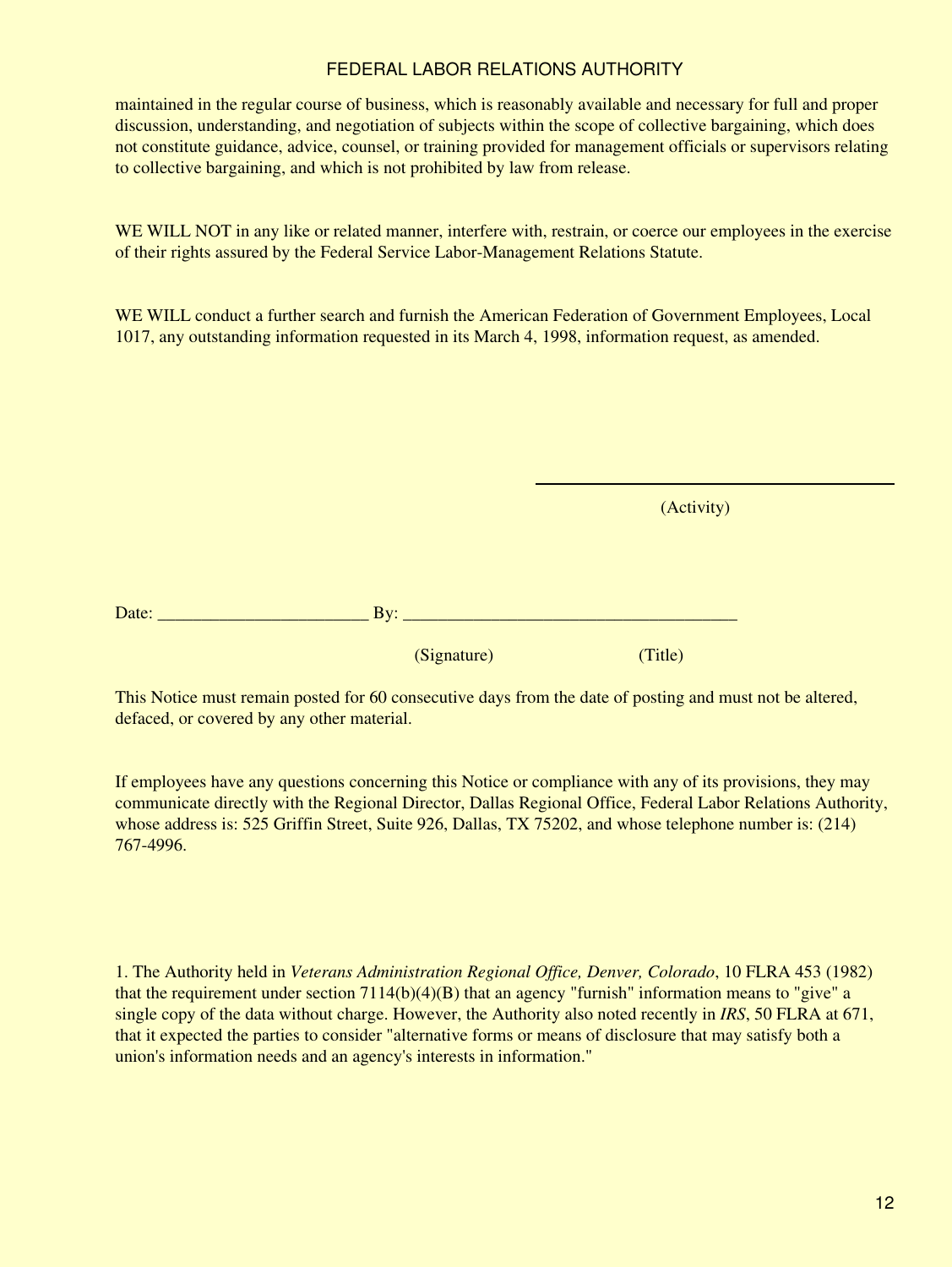maintained in the regular course of business, which is reasonably available and necessary for full and proper discussion, understanding, and negotiation of subjects within the scope of collective bargaining, which does not constitute guidance, advice, counsel, or training provided for management officials or supervisors relating to collective bargaining, and which is not prohibited by law from release.

WE WILL NOT in any like or related manner, interfere with, restrain, or coerce our employees in the exercise of their rights assured by the Federal Service Labor-Management Relations Statute.

WE WILL conduct a further search and furnish the American Federation of Government Employees, Local 1017, any outstanding information requested in its March 4, 1998, information request, as amended.

\_\_\_\_\_\_\_\_\_\_\_\_\_\_\_\_\_\_\_\_\_\_\_\_\_\_\_\_\_\_\_\_\_\_\_\_\_\_

(Activity)

Date: \_\_\_\_\_\_\_\_\_\_\_\_\_\_\_\_\_\_\_\_\_\_\_\_ By: \_\_\_\_\_\_\_\_\_\_\_\_\_\_\_\_\_\_\_\_\_\_\_\_\_\_\_\_\_\_\_\_\_\_\_\_\_\_

(Signature) (Title)

This Notice must remain posted for 60 consecutive days from the date of posting and must not be altered, defaced, or covered by any other material.

If employees have any questions concerning this Notice or compliance with any of its provisions, they may communicate directly with the Regional Director, Dallas Regional Office, Federal Labor Relations Authority, whose address is: 525 Griffin Street, Suite 926, Dallas, TX 75202, and whose telephone number is: (214) 767-4996.

1. The Authority held in *Veterans Administration Regional Office, Denver, Colorado*, 10 FLRA 453 (1982) that the requirement under section 7114(b)(4)(B) that an agency "furnish" information means to "give" a single copy of the data without charge. However, the Authority also noted recently in *IRS*, 50 FLRA at 671, that it expected the parties to consider "alternative forms or means of disclosure that may satisfy both a union's information needs and an agency's interests in information."